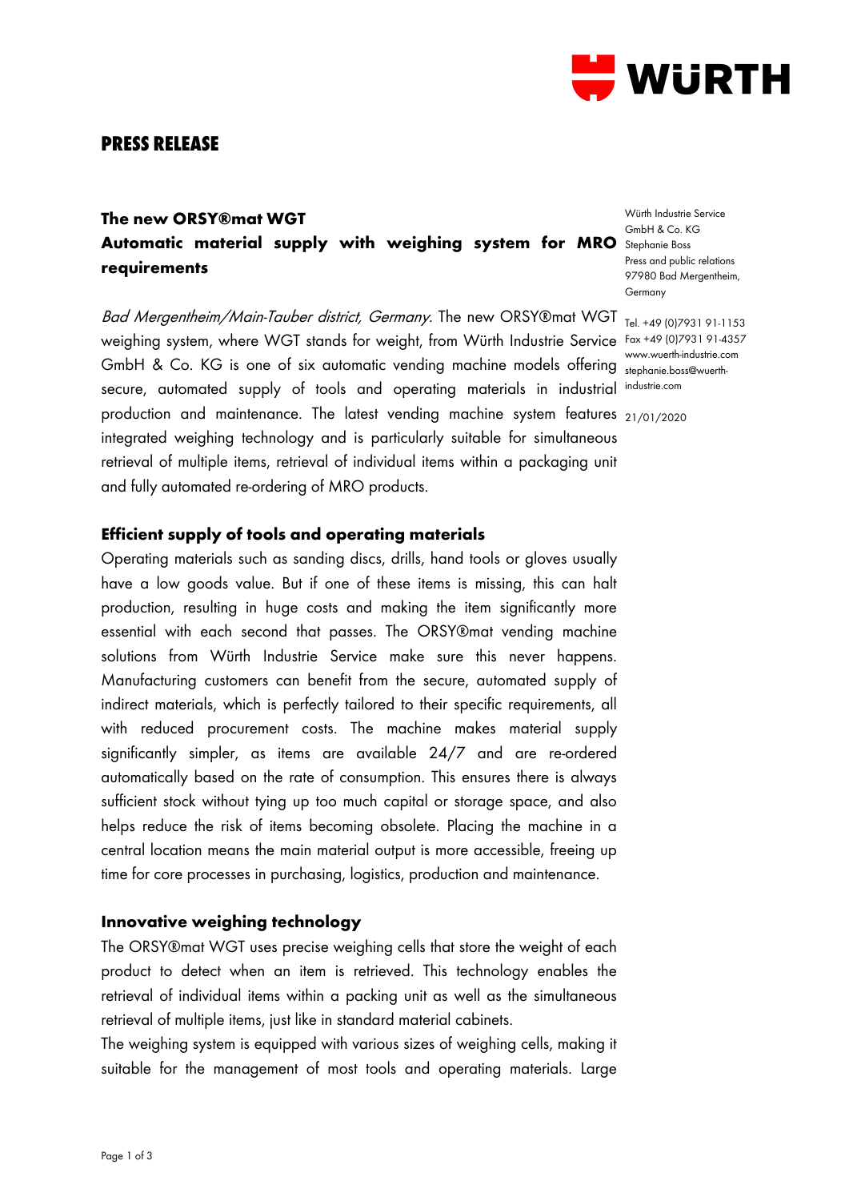# PRESS RELEASE

## The new ORSY®mat WGT
## Automatic material supply with weighing system for MRO requirements

Würth Industrie Service GmbH & Co. KG
Stephanie Boss
Press and public relations
97980 Bad Mergentheim, Germany

Tel. +49 (0)7931 91-1153
Fax +49 (0)7931 91-4357
www.wuerth-industrie.com
stephanie.boss@wuerth-industrie.com

21/01/2020

*Bad Mergentheim/Main-Tauber district, Germany.* The new ORSY®mat WGT weighing system, where WGT stands for weight, from Würth Industrie Service GmbH & Co. KG is one of six automatic vending machine models offering secure, automated supply of tools and operating materials in industrial production and maintenance. The latest vending machine system features integrated weighing technology and is particularly suitable for simultaneous retrieval of multiple items, retrieval of individual items within a packaging unit and fully automated re-ordering of MRO products.

### Efficient supply of tools and operating materials

Operating materials such as sanding discs, drills, hand tools or gloves usually have a low goods value. But if one of these items is missing, this can halt production, resulting in huge costs and making the item significantly more essential with each second that passes. The ORSY®mat vending machine solutions from Würth Industrie Service make sure this never happens. Manufacturing customers can benefit from the secure, automated supply of indirect materials, which is perfectly tailored to their specific requirements, all with reduced procurement costs. The machine makes material supply significantly simpler, as items are available 24/7 and are re-ordered automatically based on the rate of consumption. This ensures there is always sufficient stock without tying up too much capital or storage space, and also helps reduce the risk of items becoming obsolete. Placing the machine in a central location means the main material output is more accessible, freeing up time for core processes in purchasing, logistics, production and maintenance.

### Innovative weighing technology

The ORSY®mat WGT uses precise weighing cells that store the weight of each product to detect when an item is retrieved. This technology enables the retrieval of individual items within a packing unit as well as the simultaneous retrieval of multiple items, just like in standard material cabinets.

The weighing system is equipped with various sizes of weighing cells, making it suitable for the management of most tools and operating materials. Large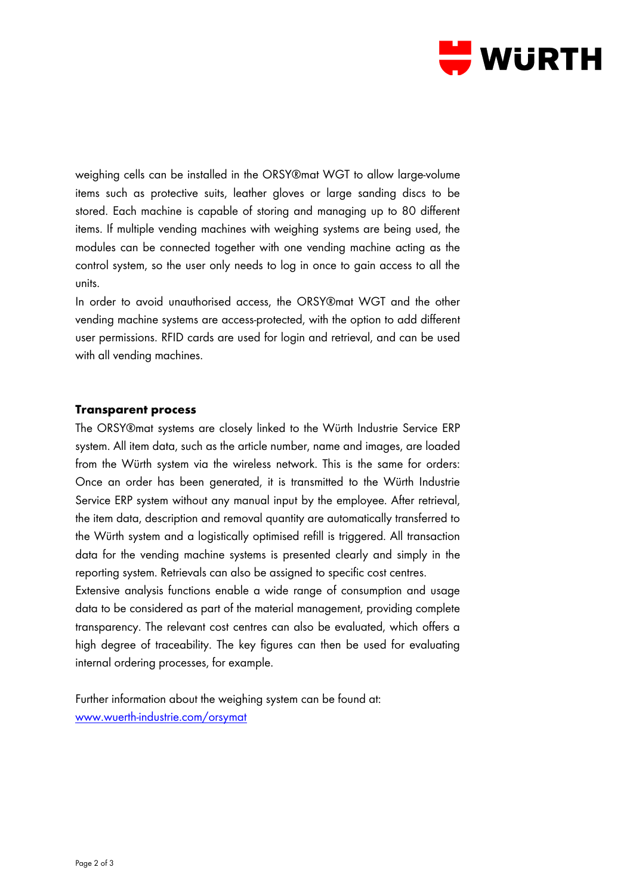weighing cells can be installed in the ORSY®mat WGT to allow large-volume items such as protective suits, leather gloves or large sanding discs to be stored. Each machine is capable of storing and managing up to 80 different items. If multiple vending machines with weighing systems are being used, the modules can be connected together with one vending machine acting as the control system, so the user only needs to log in once to gain access to all the units.

In order to avoid unauthorised access, the ORSY®mat WGT and the other vending machine systems are access-protected, with the option to add different user permissions. RFID cards are used for login and retrieval, and can be used with all vending machines.

**Transparent process**

The ORSY®mat systems are closely linked to the Würth Industrie Service ERP system. All item data, such as the article number, name and images, are loaded from the Würth system via the wireless network. This is the same for orders: Once an order has been generated, it is transmitted to the Würth Industrie Service ERP system without any manual input by the employee. After retrieval, the item data, description and removal quantity are automatically transferred to the Würth system and a logistically optimised refill is triggered. All transaction data for the vending machine systems is presented clearly and simply in the reporting system. Retrievals can also be assigned to specific cost centres.

Extensive analysis functions enable a wide range of consumption and usage data to be considered as part of the material management, providing complete transparency. The relevant cost centres can also be evaluated, which offers a high degree of traceability. The key figures can then be used for evaluating internal ordering processes, for example.

Further information about the weighing system can be found at:
[www.wuerth-industrie.com/orsymat](http://www.wuerth-industrie.com/orsymat)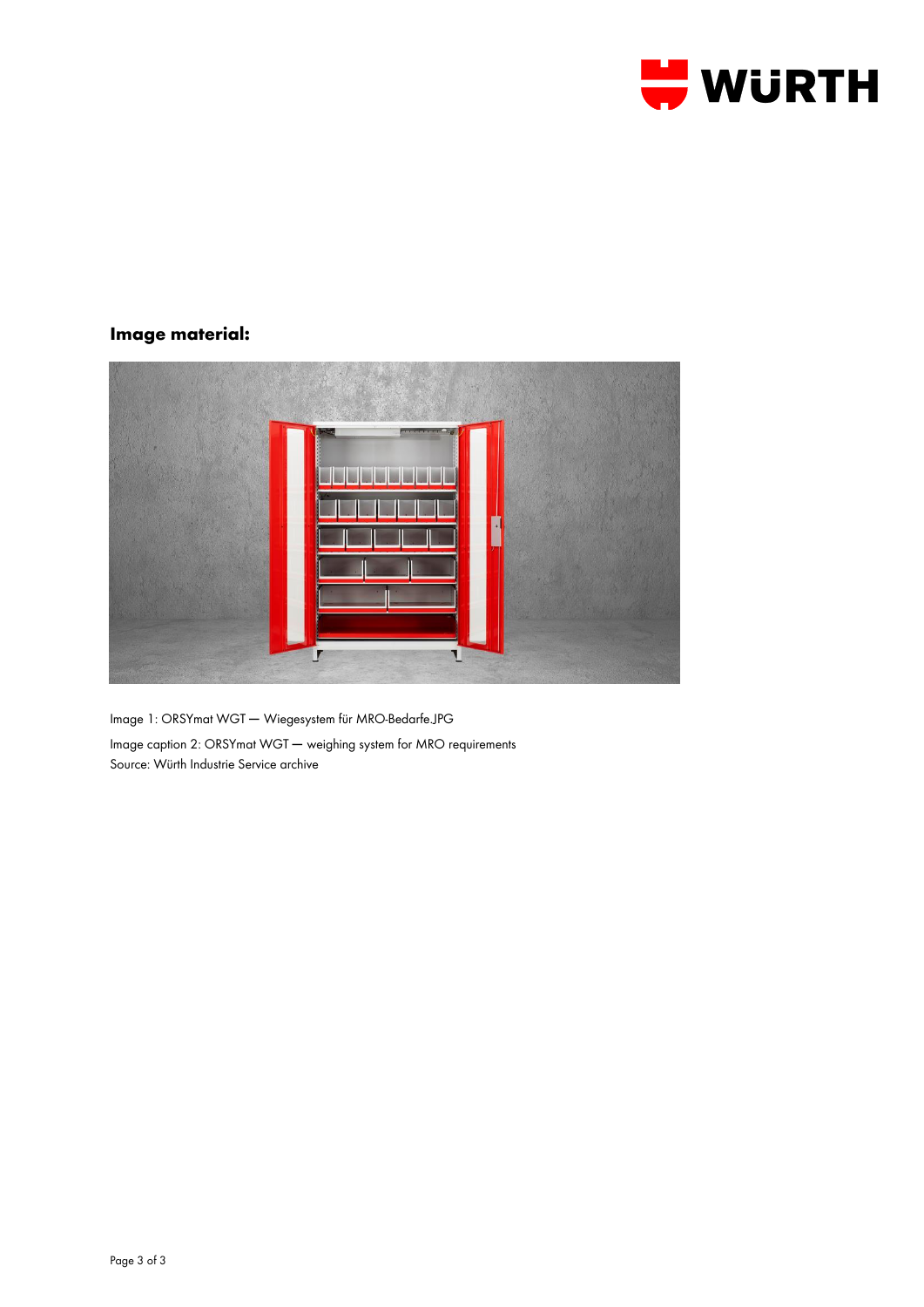## Image material:

Image 1: ORSYmat WGT — Wiegesystem für MRO-Bedarfe.JPG

Image caption 2: ORSYmat WGT — weighing system for MRO requirements
Source: Würth Industrie Service archive